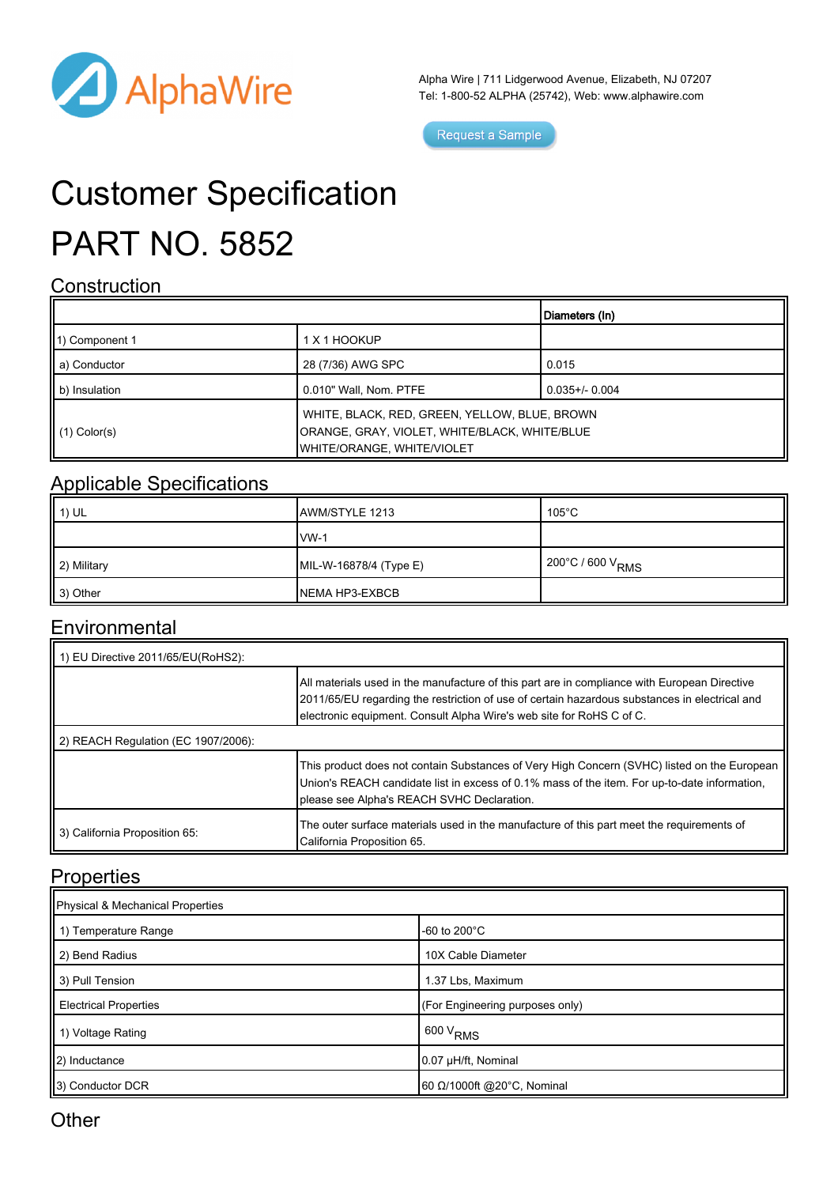Alpha Wire | 711 Lidgerwood Avenue, Elizabeth, NJ 07207
Tel: 1-800-52 ALPHA (25742), Web: www.alphawire.com

Request a Sample

# Customer Specification

# PART NO. 5852

## Construction

| | | Diameters (In) |
|---|---|---|
| 1) Component 1 | 1 X 1 HOOKUP | |
| a) Conductor | 28 (7/36) AWG SPC | 0.015 |
| b) Insulation | 0.010" Wall, Nom. PTFE | 0.035+/- 0.004 |
| (1) Color(s) | WHITE, BLACK, RED, GREEN, YELLOW, BLUE, BROWN ORANGE, GRAY, VIOLET, WHITE/BLACK, WHITE/BLUE WHITE/ORANGE, WHITE/VIOLET | |

## Applicable Specifications

| | | |
|---|---|---|
| 1) UL | AWM/STYLE 1213 | 105°C |
| | VW-1 | |
| 2) Military | MIL-W-16878/4 (Type E) | 200°C / 600 $V_{RMS}$ |
| 3) Other | NEMA HP3-EXBCB | |

## Environmental

| | |
|---|---|
| 1) EU Directive 2011/65/EU(RoHS2): | |
| | All materials used in the manufacture of this part are in compliance with European Directive 2011/65/EU regarding the restriction of use of certain hazardous substances in electrical and electronic equipment. Consult Alpha Wire's web site for RoHS C of C. |
| 2) REACH Regulation (EC 1907/2006): | |
| | This product does not contain Substances of Very High Concern (SVHC) listed on the European Union's REACH candidate list in excess of 0.1% mass of the item. For up-to-date information, please see Alpha's REACH SVHC Declaration. |
| 3) California Proposition 65: | The outer surface materials used in the manufacture of this part meet the requirements of California Proposition 65. |

## Properties

| Physical & Mechanical Properties | |
|---|---|
| 1) Temperature Range | -60 to 200°C |
| 2) Bend Radius | 10X Cable Diameter |
| 3) Pull Tension | 1.37 Lbs, Maximum |
| Electrical Properties | (For Engineering purposes only) |
| 1) Voltage Rating | 600 $V_{RMS}$ |
| 2) Inductance | 0.07 µH/ft, Nominal |
| 3) Conductor DCR | 60 Ω/1000ft @20°C, Nominal |

## Other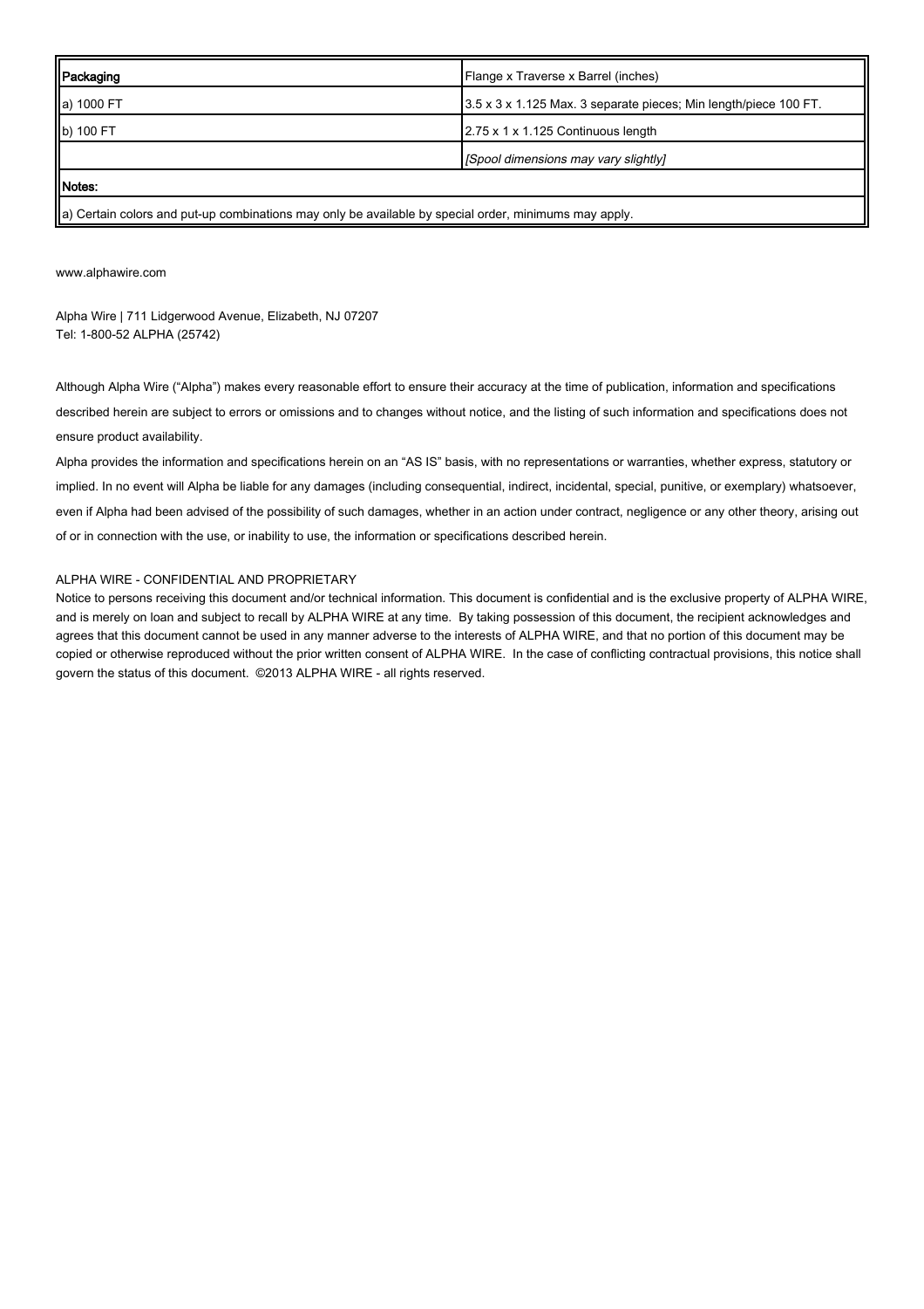| Packaging | Flange x Traverse x Barrel (inches) |
| --- | --- |
| a) 1000 FT | 3.5 x 3 x 1.125 Max. 3 separate pieces; Min length/piece 100 FT. |
| b) 100 FT | 2.75 x 1 x 1.125 Continuous length |
| | *[Spool dimensions may vary slightly]* |

| Notes: |
| --- |
| a) Certain colors and put-up combinations may only be available by special order, minimums may apply. |

www.alphawire.com

Alpha Wire | 711 Lidgerwood Avenue, Elizabeth, NJ 07207
Tel: 1-800-52 ALPHA (25742)

Although Alpha Wire ("Alpha") makes every reasonable effort to ensure their accuracy at the time of publication, information and specifications described herein are subject to errors or omissions and to changes without notice, and the listing of such information and specifications does not ensure product availability.

Alpha provides the information and specifications herein on an "AS IS" basis, with no representations or warranties, whether express, statutory or implied. In no event will Alpha be liable for any damages (including consequential, indirect, incidental, special, punitive, or exemplary) whatsoever, even if Alpha had been advised of the possibility of such damages, whether in an action under contract, negligence or any other theory, arising out of or in connection with the use, or inability to use, the information or specifications described herein.

ALPHA WIRE - CONFIDENTIAL AND PROPRIETARY

Notice to persons receiving this document and/or technical information. This document is confidential and is the exclusive property of ALPHA WIRE, and is merely on loan and subject to recall by ALPHA WIRE at any time. By taking possession of this document, the recipient acknowledges and agrees that this document cannot be used in any manner adverse to the interests of ALPHA WIRE, and that no portion of this document may be copied or otherwise reproduced without the prior written consent of ALPHA WIRE. In the case of conflicting contractual provisions, this notice shall govern the status of this document. ©2013 ALPHA WIRE - all rights reserved.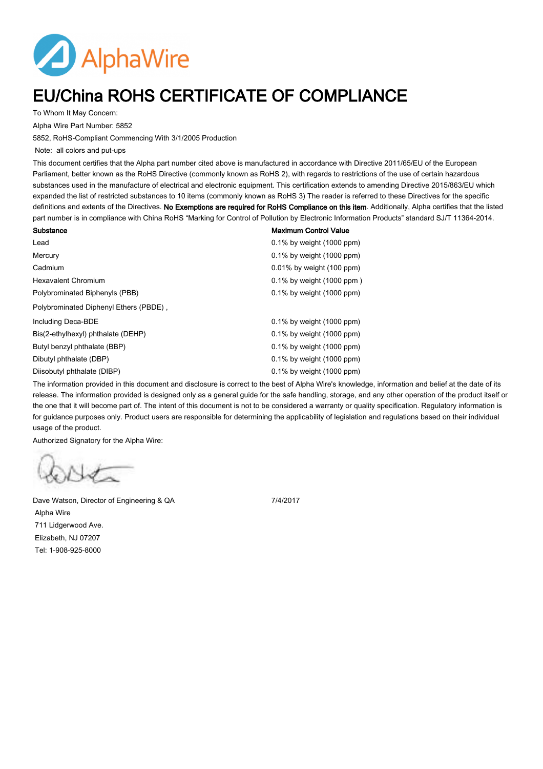# EU/China ROHS CERTIFICATE OF COMPLIANCE

To Whom It May Concern:

Alpha Wire Part Number: 5852

5852, RoHS-Compliant Commencing With 3/1/2005 Production

Note: all colors and put-ups

This document certifies that the Alpha part number cited above is manufactured in accordance with Directive 2011/65/EU of the European Parliament, better known as the RoHS Directive (commonly known as RoHS 2), with regards to restrictions of the use of certain hazardous substances used in the manufacture of electrical and electronic equipment. This certification extends to amending Directive 2015/863/EU which expanded the list of restricted substances to 10 items (commonly known as RoHS 3) The reader is referred to these Directives for the specific definitions and extents of the Directives. **No Exemptions are required for RoHS Compliance on this item**. Additionally, Alpha certifies that the listed part number is in compliance with China RoHS "Marking for Control of Pollution by Electronic Information Products" standard SJ/T 11364-2014.

| Substance | Maximum Control Value |
|---|---|
| Lead | 0.1% by weight (1000 ppm) |
| Mercury | 0.1% by weight (1000 ppm) |
| Cadmium | 0.01% by weight (100 ppm) |
| Hexavalent Chromium | 0.1% by weight (1000 ppm ) |
| Polybrominated Biphenyls (PBB) | 0.1% by weight (1000 ppm) |
| Polybrominated Diphenyl Ethers (PBDE) , Including Deca-BDE | 0.1% by weight (1000 ppm) |
| Bis(2-ethylhexyl) phthalate (DEHP) | 0.1% by weight (1000 ppm) |
| Butyl benzyl phthalate (BBP) | 0.1% by weight (1000 ppm) |
| Dibutyl phthalate (DBP) | 0.1% by weight (1000 ppm) |
| Diisobutyl phthalate (DIBP) | 0.1% by weight (1000 ppm) |

The information provided in this document and disclosure is correct to the best of Alpha Wire's knowledge, information and belief at the date of its release. The information provided is designed only as a general guide for the safe handling, storage, and any other operation of the product itself or the one that it will become part of. The intent of this document is not to be considered a warranty or quality specification. Regulatory information is for guidance purposes only. Product users are responsible for determining the applicability of legislation and regulations based on their individual usage of the product.

Authorized Signatory for the Alpha Wire:

Dave Watson, Director of Engineering & QA          7/4/2017

Alpha Wire

711 Lidgerwood Ave.

Elizabeth, NJ 07207

Tel: 1-908-925-8000